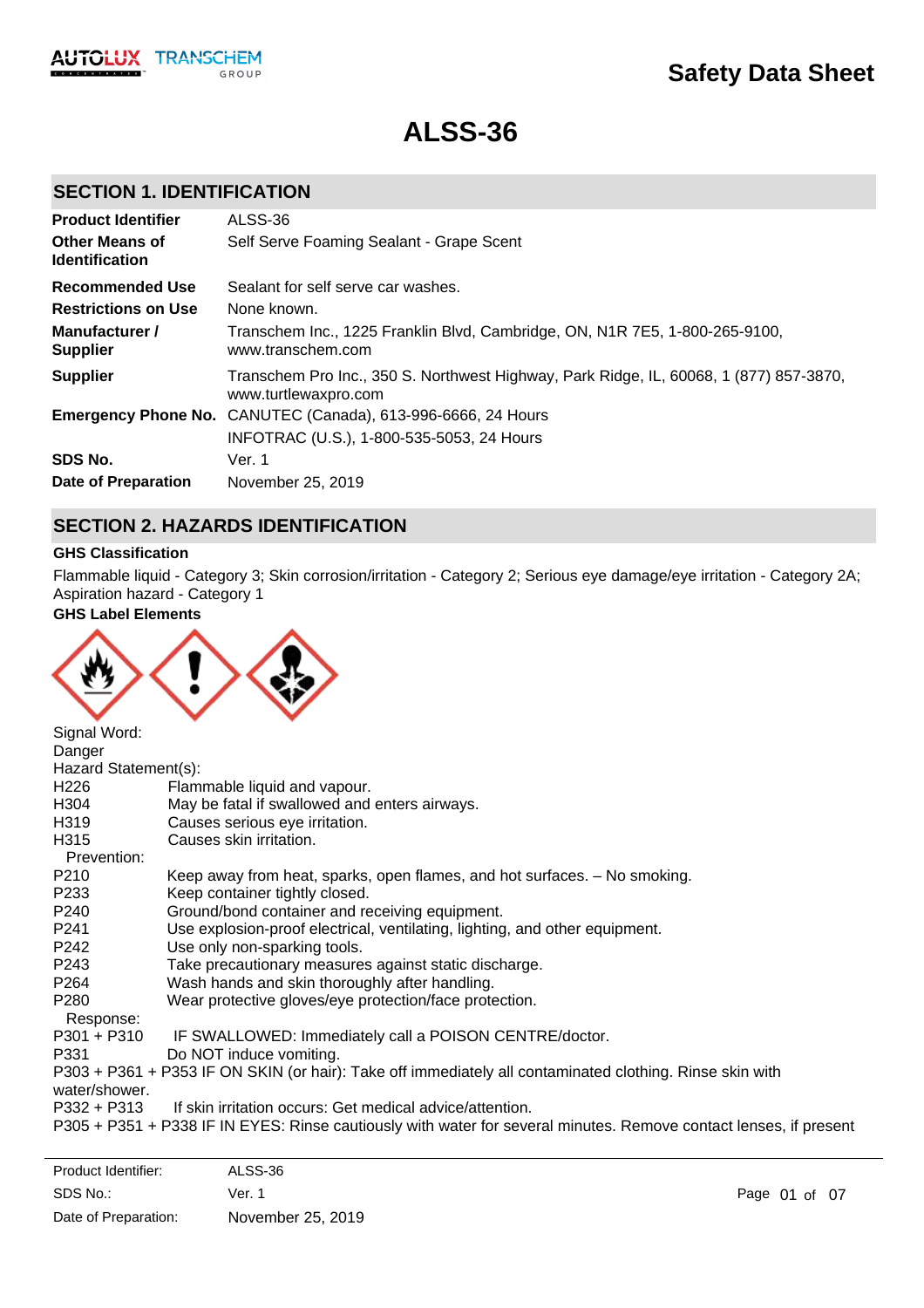# Safety Data Sheet

# ALSS-36

## SECTION 1. IDENTIFICATION

| | |
|---|---|
| **Product Identifier** | ALSS-36 |
| **Other Means of Identification** | Self Serve Foaming Sealant - Grape Scent |
| **Recommended Use** | Sealant for self serve car washes. |
| **Restrictions on Use** | None known. |
| **Manufacturer / Supplier** | Transchem Inc., 1225 Franklin Blvd, Cambridge, ON, N1R 7E5, 1-800-265-9100, www.transchem.com |
| **Supplier** | Transchem Pro Inc., 350 S. Northwest Highway, Park Ridge, IL, 60068, 1 (877) 857-3870, www.turtlewaxpro.com |
| **Emergency Phone No.** | CANUTEC (Canada), 613-996-6666, 24 Hours<br>INFOTRAC (U.S.), 1-800-535-5053, 24 Hours |
| **SDS No.** | Ver. 1 |
| **Date of Preparation** | November 25, 2019 |

## SECTION 2. HAZARDS IDENTIFICATION

**GHS Classification**

Flammable liquid - Category 3; Skin corrosion/irritation - Category 2; Serious eye damage/eye irritation - Category 2A; Aspiration hazard - Category 1

**GHS Label Elements**

Signal Word:
Danger

Hazard Statement(s):

| | |
|---|---|
| H226 | Flammable liquid and vapour. |
| H304 | May be fatal if swallowed and enters airways. |
| H319 | Causes serious eye irritation. |
| H315 | Causes skin irritation. |

Prevention:

| | |
|---|---|
| P210 | Keep away from heat, sparks, open flames, and hot surfaces. – No smoking. |
| P233 | Keep container tightly closed. |
| P240 | Ground/bond container and receiving equipment. |
| P241 | Use explosion-proof electrical, ventilating, lighting, and other equipment. |
| P242 | Use only non-sparking tools. |
| P243 | Take precautionary measures against static discharge. |
| P264 | Wash hands and skin thoroughly after handling. |
| P280 | Wear protective gloves/eye protection/face protection. |

Response:

P301 + P310 IF SWALLOWED: Immediately call a POISON CENTRE/doctor.
P331 Do NOT induce vomiting.
P303 + P361 + P353 IF ON SKIN (or hair): Take off immediately all contaminated clothing. Rinse skin with water/shower.
P332 + P313 If skin irritation occurs: Get medical advice/attention.
P305 + P351 + P338 IF IN EYES: Rinse cautiously with water for several minutes. Remove contact lenses, if present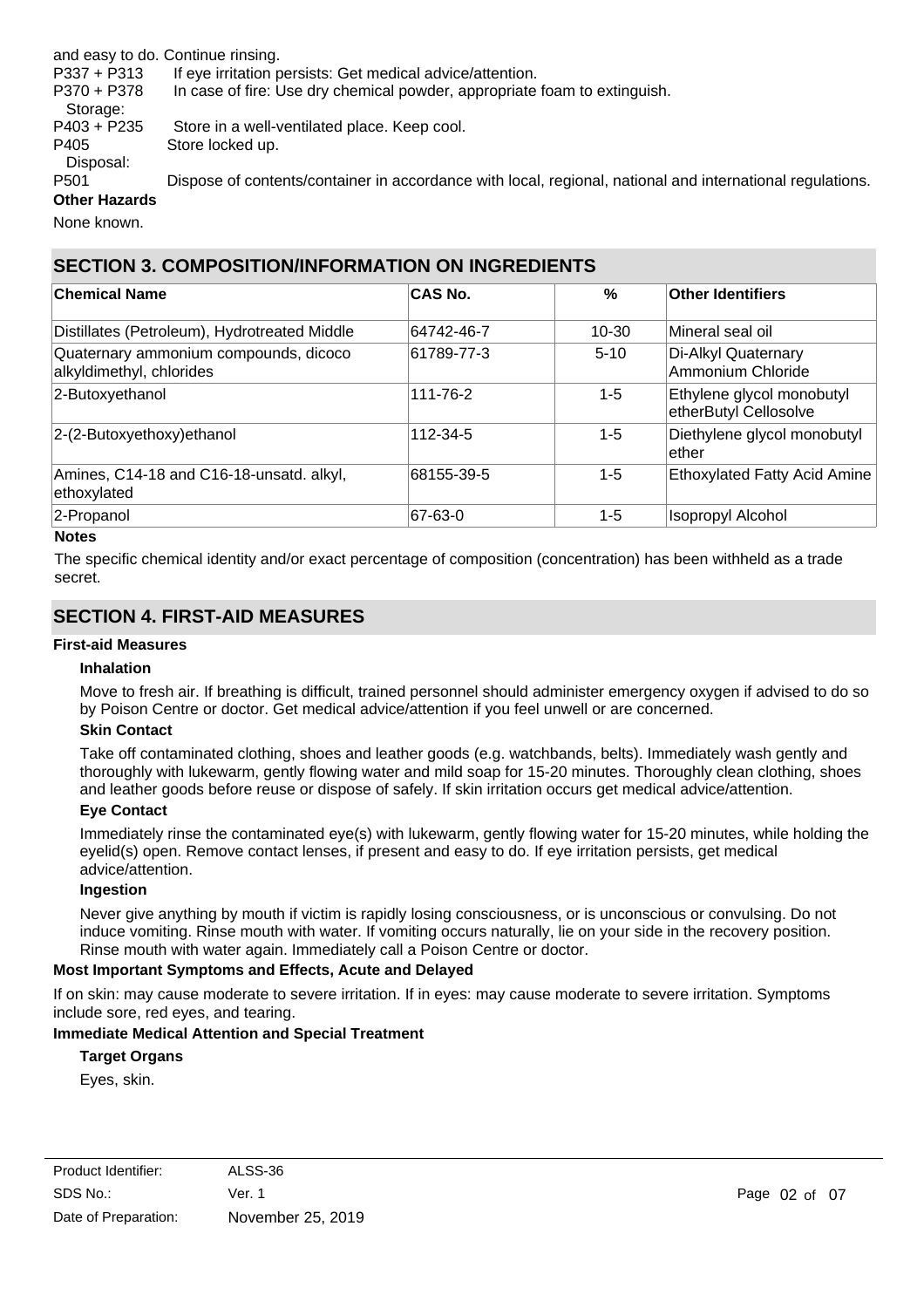and easy to do. Continue rinsing.

P337 + P313 If eye irritation persists: Get medical advice/attention.

P370 + P378 In case of fire: Use dry chemical powder, appropriate foam to extinguish.

Storage:

P403 + P235 Store in a well-ventilated place. Keep cool.

P405 Store locked up.

Disposal:

P501 Dispose of contents/container in accordance with local, regional, national and international regulations.

**Other Hazards**

None known.

## SECTION 3. COMPOSITION/INFORMATION ON INGREDIENTS

| Chemical Name | CAS No. | % | Other Identifiers |
|---|---|---|---|
| Distillates (Petroleum), Hydrotreated Middle | 64742-46-7 | 10-30 | Mineral seal oil |
| Quaternary ammonium compounds, dicoco alkyldimethyl, chlorides | 61789-77-3 | 5-10 | Di-Alkyl Quaternary Ammonium Chloride |
| 2-Butoxyethanol | 111-76-2 | 1-5 | Ethylene glycol monobutyl etherButyl Cellosolve |
| 2-(2-Butoxyethoxy)ethanol | 112-34-5 | 1-5 | Diethylene glycol monobutyl ether |
| Amines, C14-18 and C16-18-unsatd. alkyl, ethoxylated | 68155-39-5 | 1-5 | Ethoxylated Fatty Acid Amine |
| 2-Propanol | 67-63-0 | 1-5 | Isopropyl Alcohol |

**Notes**

The specific chemical identity and/or exact percentage of composition (concentration) has been withheld as a trade secret.

## SECTION 4. FIRST-AID MEASURES

**First-aid Measures**

**Inhalation**

Move to fresh air. If breathing is difficult, trained personnel should administer emergency oxygen if advised to do so by Poison Centre or doctor. Get medical advice/attention if you feel unwell or are concerned.

**Skin Contact**

Take off contaminated clothing, shoes and leather goods (e.g. watchbands, belts). Immediately wash gently and thoroughly with lukewarm, gently flowing water and mild soap for 15-20 minutes. Thoroughly clean clothing, shoes and leather goods before reuse or dispose of safely. If skin irritation occurs get medical advice/attention.

**Eye Contact**

Immediately rinse the contaminated eye(s) with lukewarm, gently flowing water for 15-20 minutes, while holding the eyelid(s) open. Remove contact lenses, if present and easy to do. If eye irritation persists, get medical advice/attention.

**Ingestion**

Never give anything by mouth if victim is rapidly losing consciousness, or is unconscious or convulsing. Do not induce vomiting. Rinse mouth with water. If vomiting occurs naturally, lie on your side in the recovery position. Rinse mouth with water again. Immediately call a Poison Centre or doctor.

**Most Important Symptoms and Effects, Acute and Delayed**

If on skin: may cause moderate to severe irritation. If in eyes: may cause moderate to severe irritation. Symptoms include sore, red eyes, and tearing.

**Immediate Medical Attention and Special Treatment**

**Target Organs**

Eyes, skin.

Product Identifier: ALSS-36

SDS No.: Ver. 1

Date of Preparation: November 25, 2019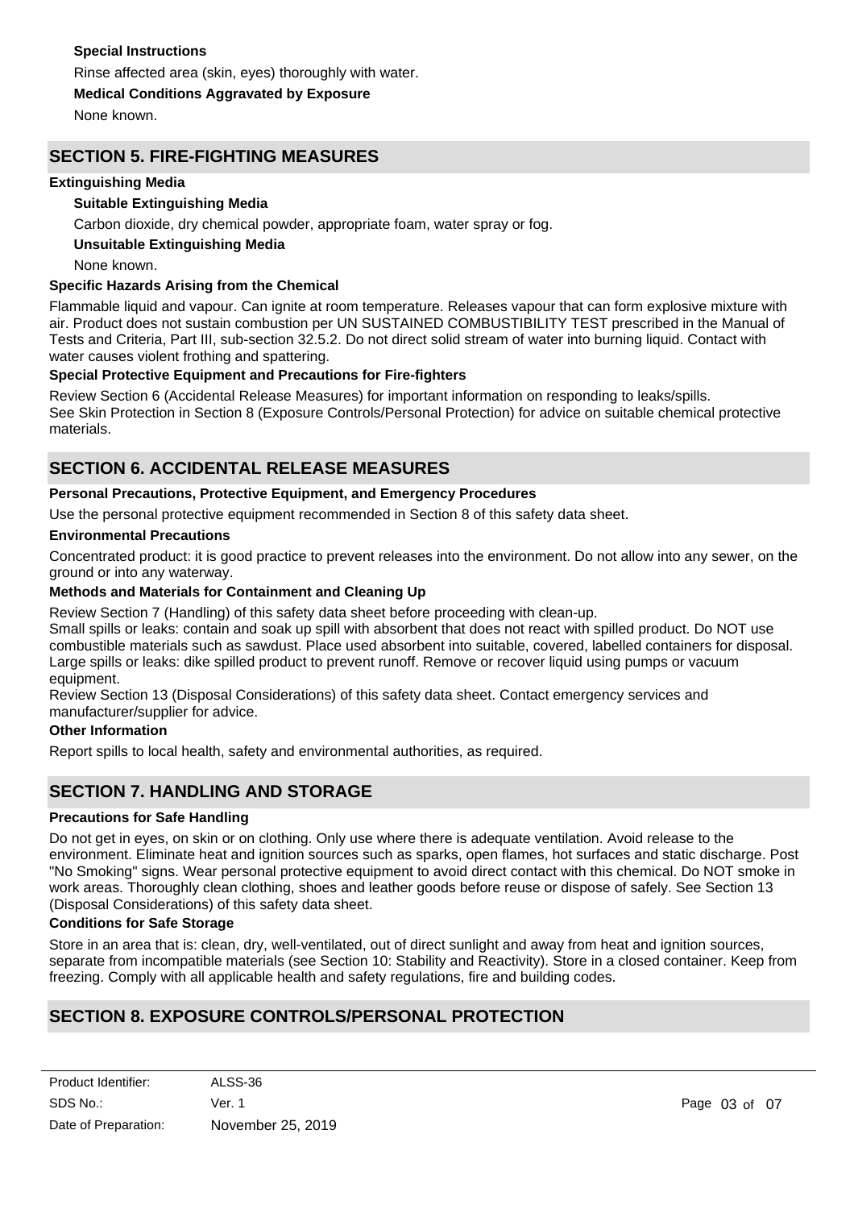**Special Instructions**

Rinse affected area (skin, eyes) thoroughly with water.

**Medical Conditions Aggravated by Exposure**

None known.

## SECTION 5. FIRE-FIGHTING MEASURES

**Extinguishing Media**

**Suitable Extinguishing Media**

Carbon dioxide, dry chemical powder, appropriate foam, water spray or fog.

**Unsuitable Extinguishing Media**

None known.

**Specific Hazards Arising from the Chemical**

Flammable liquid and vapour. Can ignite at room temperature. Releases vapour that can form explosive mixture with air. Product does not sustain combustion per UN SUSTAINED COMBUSTIBILITY TEST prescribed in the Manual of Tests and Criteria, Part III, sub-section 32.5.2. Do not direct solid stream of water into burning liquid. Contact with water causes violent frothing and spattering.

**Special Protective Equipment and Precautions for Fire-fighters**

Review Section 6 (Accidental Release Measures) for important information on responding to leaks/spills.
See Skin Protection in Section 8 (Exposure Controls/Personal Protection) for advice on suitable chemical protective materials.

## SECTION 6. ACCIDENTAL RELEASE MEASURES

**Personal Precautions, Protective Equipment, and Emergency Procedures**

Use the personal protective equipment recommended in Section 8 of this safety data sheet.

**Environmental Precautions**

Concentrated product: it is good practice to prevent releases into the environment. Do not allow into any sewer, on the ground or into any waterway.

**Methods and Materials for Containment and Cleaning Up**

Review Section 7 (Handling) of this safety data sheet before proceeding with clean-up.
Small spills or leaks: contain and soak up spill with absorbent that does not react with spilled product. Do NOT use combustible materials such as sawdust. Place used absorbent into suitable, covered, labelled containers for disposal.
Large spills or leaks: dike spilled product to prevent runoff. Remove or recover liquid using pumps or vacuum equipment.
Review Section 13 (Disposal Considerations) of this safety data sheet. Contact emergency services and manufacturer/supplier for advice.

**Other Information**

Report spills to local health, safety and environmental authorities, as required.

## SECTION 7. HANDLING AND STORAGE

**Precautions for Safe Handling**

Do not get in eyes, on skin or on clothing. Only use where there is adequate ventilation. Avoid release to the environment. Eliminate heat and ignition sources such as sparks, open flames, hot surfaces and static discharge. Post "No Smoking" signs. Wear personal protective equipment to avoid direct contact with this chemical. Do NOT smoke in work areas. Thoroughly clean clothing, shoes and leather goods before reuse or dispose of safely. See Section 13 (Disposal Considerations) of this safety data sheet.

**Conditions for Safe Storage**

Store in an area that is: clean, dry, well-ventilated, out of direct sunlight and away from heat and ignition sources, separate from incompatible materials (see Section 10: Stability and Reactivity). Store in a closed container. Keep from freezing. Comply with all applicable health and safety regulations, fire and building codes.

## SECTION 8. EXPOSURE CONTROLS/PERSONAL PROTECTION

Product Identifier: ALSS-36
SDS No.: Ver. 1
Date of Preparation: November 25, 2019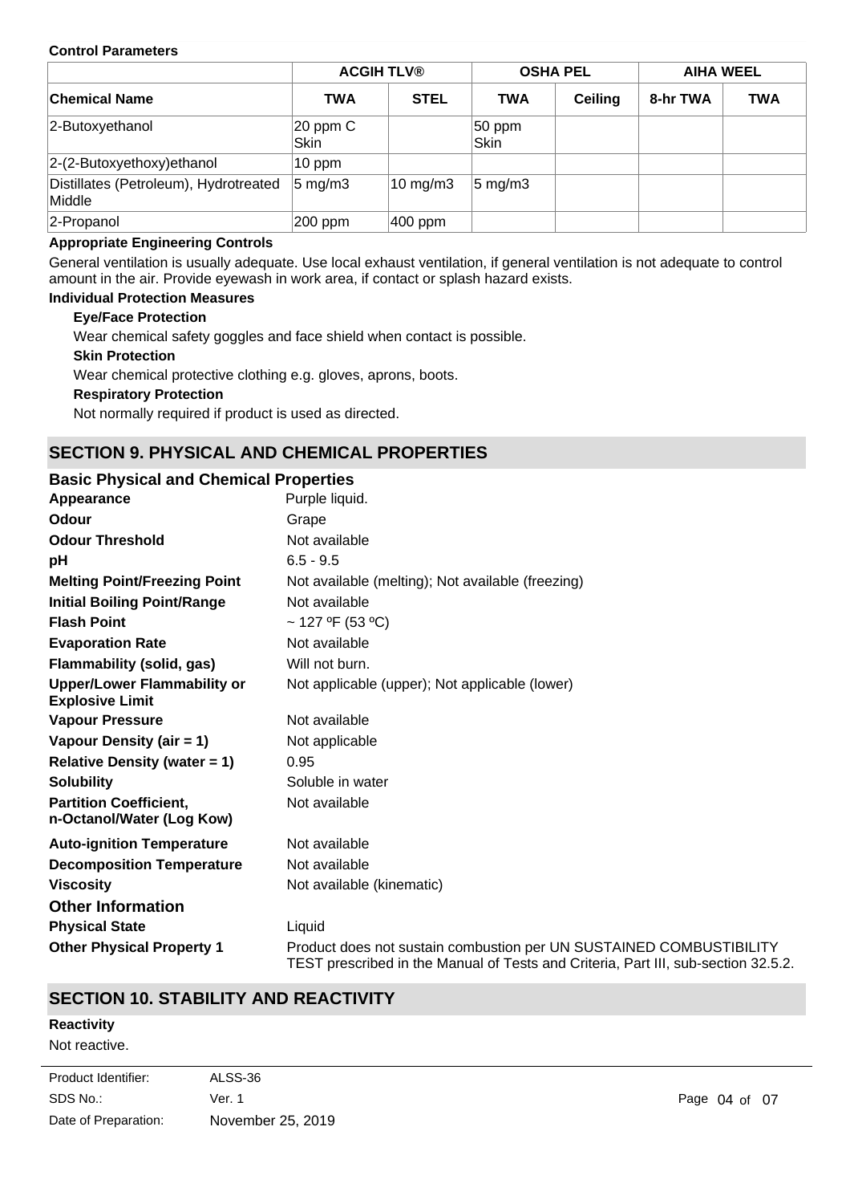**Control Parameters**

| | ACGIH TLV® | | OSHA PEL | | AIHA WEEL | |
|---|---|---|---|---|---|---|
| **Chemical Name** | **TWA** | **STEL** | **TWA** | **Ceiling** | **8-hr TWA** | **TWA** |
| 2-Butoxyethanol | 20 ppm C Skin | | 50 ppm Skin | | | |
| 2-(2-Butoxyethoxy)ethanol | 10 ppm | | | | | |
| Distillates (Petroleum), Hydrotreated Middle | 5 mg/m3 | 10 mg/m3 | 5 mg/m3 | | | |
| 2-Propanol | 200 ppm | 400 ppm | | | | |

**Appropriate Engineering Controls**

General ventilation is usually adequate. Use local exhaust ventilation, if general ventilation is not adequate to control amount in the air. Provide eyewash in work area, if contact or splash hazard exists.

**Individual Protection Measures**

**Eye/Face Protection**

Wear chemical safety goggles and face shield when contact is possible.

**Skin Protection**

Wear chemical protective clothing e.g. gloves, aprons, boots.

**Respiratory Protection**

Not normally required if product is used as directed.

## SECTION 9. PHYSICAL AND CHEMICAL PROPERTIES

### Basic Physical and Chemical Properties

| | |
|---|---|
| **Appearance** | Purple liquid. |
| **Odour** | Grape |
| **Odour Threshold** | Not available |
| **pH** | 6.5 - 9.5 |
| **Melting Point/Freezing Point** | Not available (melting); Not available (freezing) |
| **Initial Boiling Point/Range** | Not available |
| **Flash Point** | ~ 127 ºF (53 ºC) |
| **Evaporation Rate** | Not available |
| **Flammability (solid, gas)** | Will not burn. |
| **Upper/Lower Flammability or Explosive Limit** | Not applicable (upper); Not applicable (lower) |
| **Vapour Pressure** | Not available |
| **Vapour Density (air = 1)** | Not applicable |
| **Relative Density (water = 1)** | 0.95 |
| **Solubility** | Soluble in water |
| **Partition Coefficient, n-Octanol/Water (Log Kow)** | Not available |
| **Auto-ignition Temperature** | Not available |
| **Decomposition Temperature** | Not available |
| **Viscosity** | Not available (kinematic) |

### Other Information

| | |
|---|---|
| **Physical State** | Liquid |
| **Other Physical Property 1** | Product does not sustain combustion per UN SUSTAINED COMBUSTIBILITY TEST prescribed in the Manual of Tests and Criteria, Part III, sub-section 32.5.2. |

## SECTION 10. STABILITY AND REACTIVITY

**Reactivity**

Not reactive.

Product Identifier: ALSS-36
SDS No.: Ver. 1
Date of Preparation: November 25, 2019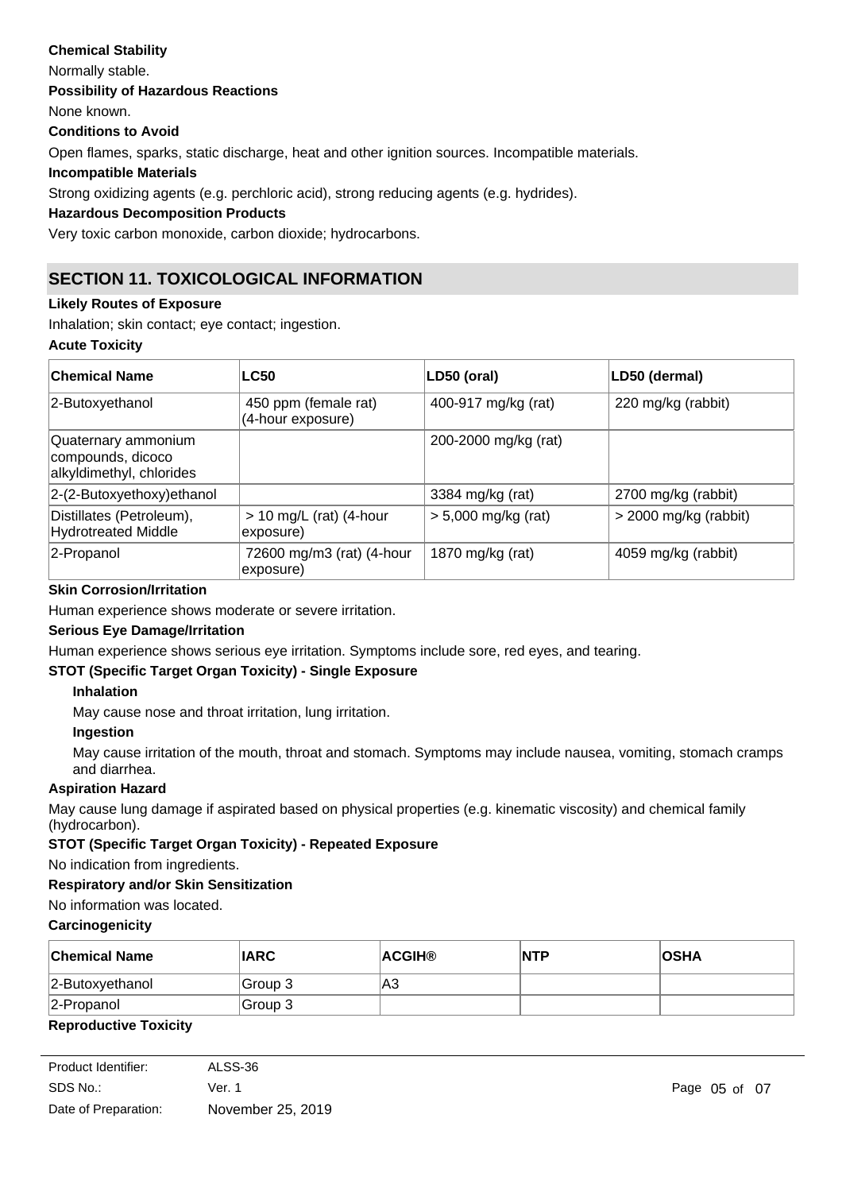**Chemical Stability**

Normally stable.

**Possibility of Hazardous Reactions**

None known.

**Conditions to Avoid**

Open flames, sparks, static discharge, heat and other ignition sources. Incompatible materials.

**Incompatible Materials**

Strong oxidizing agents (e.g. perchloric acid), strong reducing agents (e.g. hydrides).

**Hazardous Decomposition Products**

Very toxic carbon monoxide, carbon dioxide; hydrocarbons.

## SECTION 11. TOXICOLOGICAL INFORMATION

**Likely Routes of Exposure**

Inhalation; skin contact; eye contact; ingestion.

**Acute Toxicity**

| Chemical Name | LC50 | LD50 (oral) | LD50 (dermal) |
|---|---|---|---|
| 2-Butoxyethanol | 450 ppm (female rat) (4-hour exposure) | 400-917 mg/kg (rat) | 220 mg/kg (rabbit) |
| Quaternary ammonium compounds, dicoco alkyldimethyl, chlorides | | 200-2000 mg/kg (rat) | |
| 2-(2-Butoxyethoxy)ethanol | | 3384 mg/kg (rat) | 2700 mg/kg (rabbit) |
| Distillates (Petroleum), Hydrotreated Middle | > 10 mg/L (rat) (4-hour exposure) | > 5,000 mg/kg (rat) | > 2000 mg/kg (rabbit) |
| 2-Propanol | 72600 mg/m3 (rat) (4-hour exposure) | 1870 mg/kg (rat) | 4059 mg/kg (rabbit) |

**Skin Corrosion/Irritation**

Human experience shows moderate or severe irritation.

**Serious Eye Damage/Irritation**

Human experience shows serious eye irritation. Symptoms include sore, red eyes, and tearing.

**STOT (Specific Target Organ Toxicity) - Single Exposure**

**Inhalation**

May cause nose and throat irritation, lung irritation.

**Ingestion**

May cause irritation of the mouth, throat and stomach. Symptoms may include nausea, vomiting, stomach cramps and diarrhea.

**Aspiration Hazard**

May cause lung damage if aspirated based on physical properties (e.g. kinematic viscosity) and chemical family (hydrocarbon).

**STOT (Specific Target Organ Toxicity) - Repeated Exposure**

No indication from ingredients.

**Respiratory and/or Skin Sensitization**

No information was located.

**Carcinogenicity**

| Chemical Name | IARC | ACGIH® | NTP | OSHA |
|---|---|---|---|---|
| 2-Butoxyethanol | Group 3 | A3 | | |
| 2-Propanol | Group 3 | | | |

**Reproductive Toxicity**

Product Identifier: ALSS-36
SDS No.: Ver. 1
Date of Preparation: November 25, 2019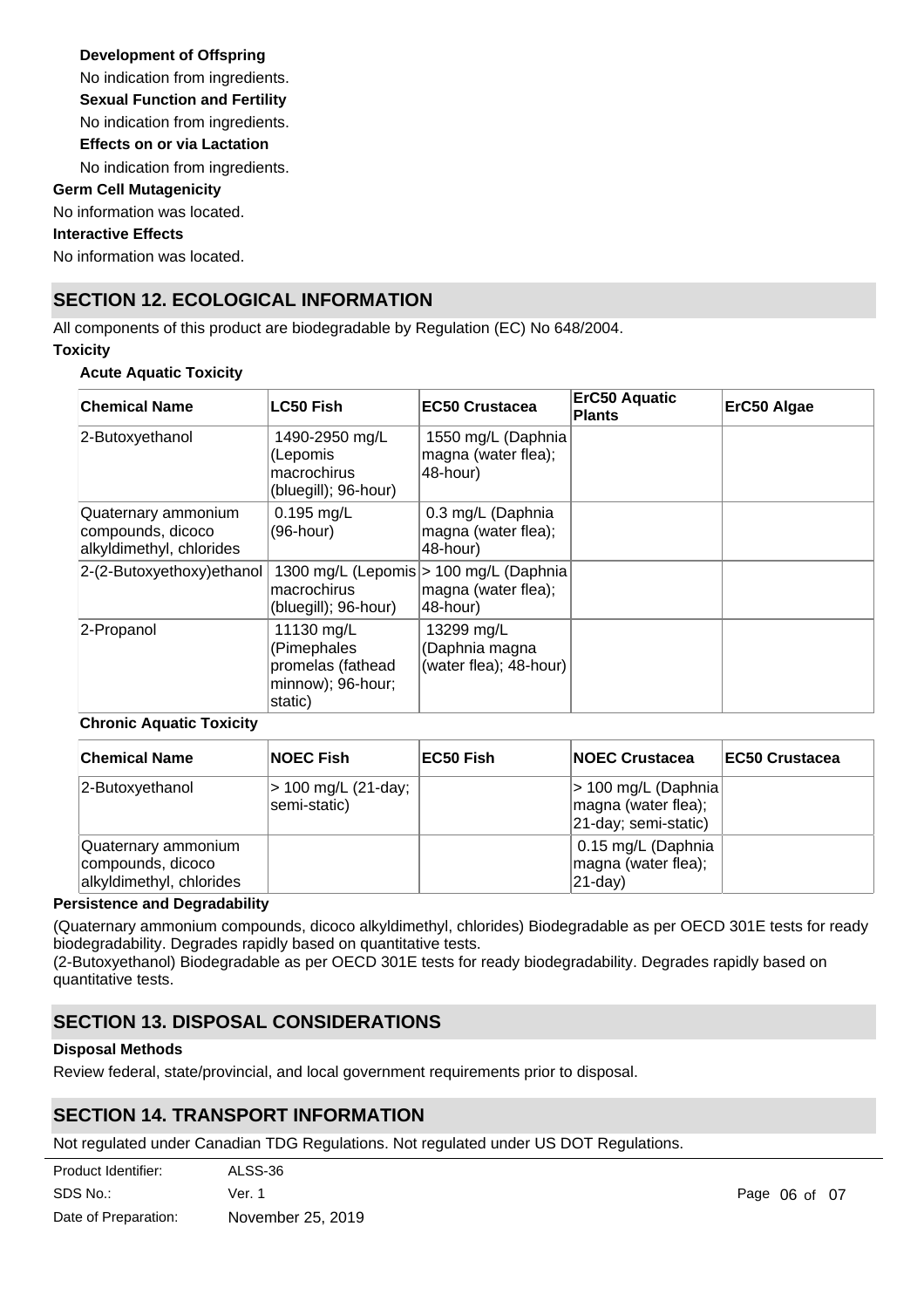**Development of Offspring**

No indication from ingredients.

**Sexual Function and Fertility**

No indication from ingredients.

**Effects on or via Lactation**

No indication from ingredients.

**Germ Cell Mutagenicity**

No information was located.

**Interactive Effects**

No information was located.

## SECTION 12. ECOLOGICAL INFORMATION

All components of this product are biodegradable by Regulation (EC) No 648/2004.

**Toxicity**

**Acute Aquatic Toxicity**

| Chemical Name | LC50 Fish | EC50 Crustacea | ErC50 Aquatic Plants | ErC50 Algae |
|---|---|---|---|---|
| 2-Butoxyethanol | 1490-2950 mg/L (Lepomis macrochirus (bluegill); 96-hour) | 1550 mg/L (Daphnia magna (water flea); 48-hour) | | |
| Quaternary ammonium compounds, dicoco alkyldimethyl, chlorides | 0.195 mg/L (96-hour) | 0.3 mg/L (Daphnia magna (water flea); 48-hour) | | |
| 2-(2-Butoxyethoxy)ethanol | 1300 mg/L (Lepomis macrochirus (bluegill); 96-hour) | > 100 mg/L (Daphnia magna (water flea); 48-hour) | | |
| 2-Propanol | 11130 mg/L (Pimephales promelas (fathead minnow); 96-hour; static) | 13299 mg/L (Daphnia magna (water flea); 48-hour) | | |

**Chronic Aquatic Toxicity**

| Chemical Name | NOEC Fish | EC50 Fish | NOEC Crustacea | EC50 Crustacea |
|---|---|---|---|---|
| 2-Butoxyethanol | > 100 mg/L (21-day; semi-static) | | > 100 mg/L (Daphnia magna (water flea); 21-day; semi-static) | |
| Quaternary ammonium compounds, dicoco alkyldimethyl, chlorides | | | 0.15 mg/L (Daphnia magna (water flea); 21-day) | |

**Persistence and Degradability**

(Quaternary ammonium compounds, dicoco alkyldimethyl, chlorides) Biodegradable as per OECD 301E tests for ready biodegradability. Degrades rapidly based on quantitative tests.

(2-Butoxyethanol) Biodegradable as per OECD 301E tests for ready biodegradability. Degrades rapidly based on quantitative tests.

## SECTION 13. DISPOSAL CONSIDERATIONS

**Disposal Methods**

Review federal, state/provincial, and local government requirements prior to disposal.

## SECTION 14. TRANSPORT INFORMATION

Not regulated under Canadian TDG Regulations. Not regulated under US DOT Regulations.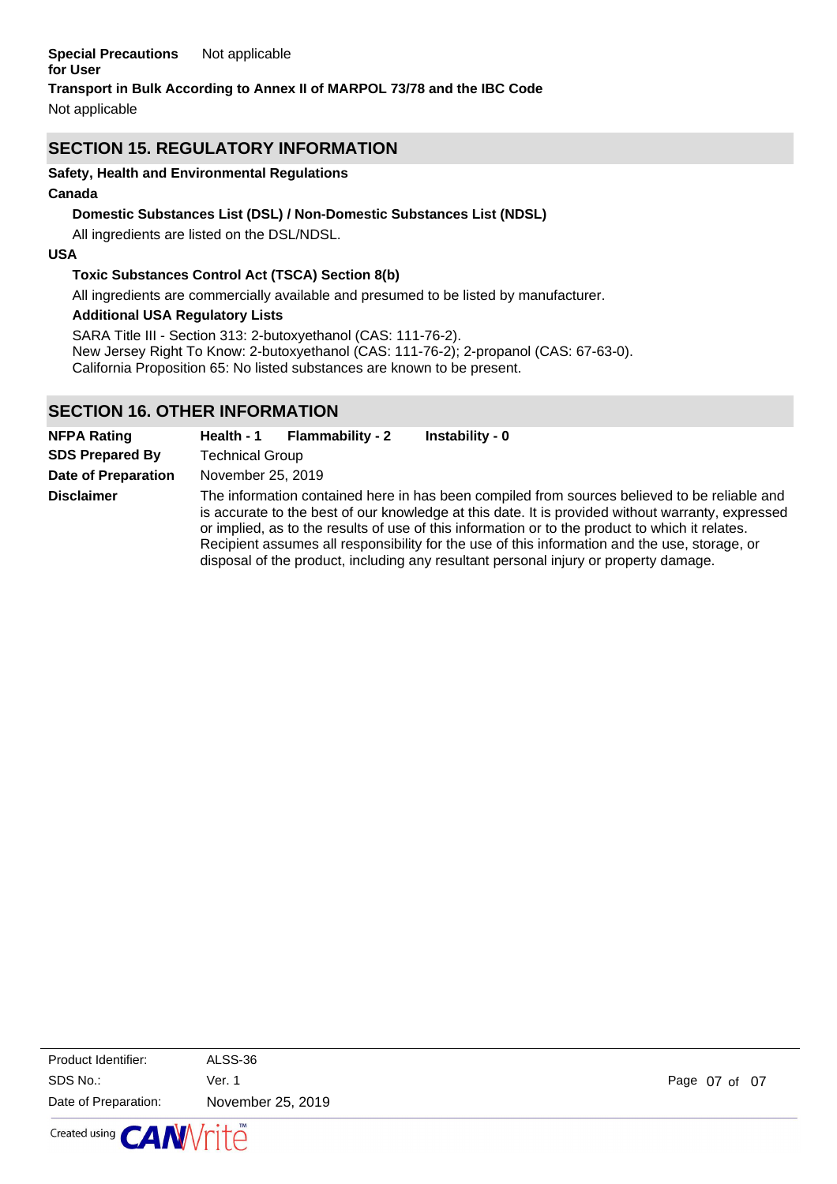**Special Precautions for User** Not applicable

**Transport in Bulk According to Annex II of MARPOL 73/78 and the IBC Code**

Not applicable

## SECTION 15. REGULATORY INFORMATION

**Safety, Health and Environmental Regulations**

**Canada**

**Domestic Substances List (DSL) / Non-Domestic Substances List (NDSL)**

All ingredients are listed on the DSL/NDSL.

**USA**

**Toxic Substances Control Act (TSCA) Section 8(b)**

All ingredients are commercially available and presumed to be listed by manufacturer.

**Additional USA Regulatory Lists**

SARA Title III - Section 313: 2-butoxyethanol (CAS: 111-76-2).
New Jersey Right To Know: 2-butoxyethanol (CAS: 111-76-2); 2-propanol (CAS: 67-63-0).
California Proposition 65: No listed substances are known to be present.

## SECTION 16. OTHER INFORMATION

| | |
|---|---|
| **NFPA Rating** | **Health - 1** **Flammability - 2** **Instability - 0** |
| **SDS Prepared By** | Technical Group |
| **Date of Preparation** | November 25, 2019 |
| **Disclaimer** | The information contained here in has been compiled from sources believed to be reliable and is accurate to the best of our knowledge at this date. It is provided without warranty, expressed or implied, as to the results of use of this information or to the product to which it relates. Recipient assumes all responsibility for the use of this information and the use, storage, or disposal of the product, including any resultant personal injury or property damage. |